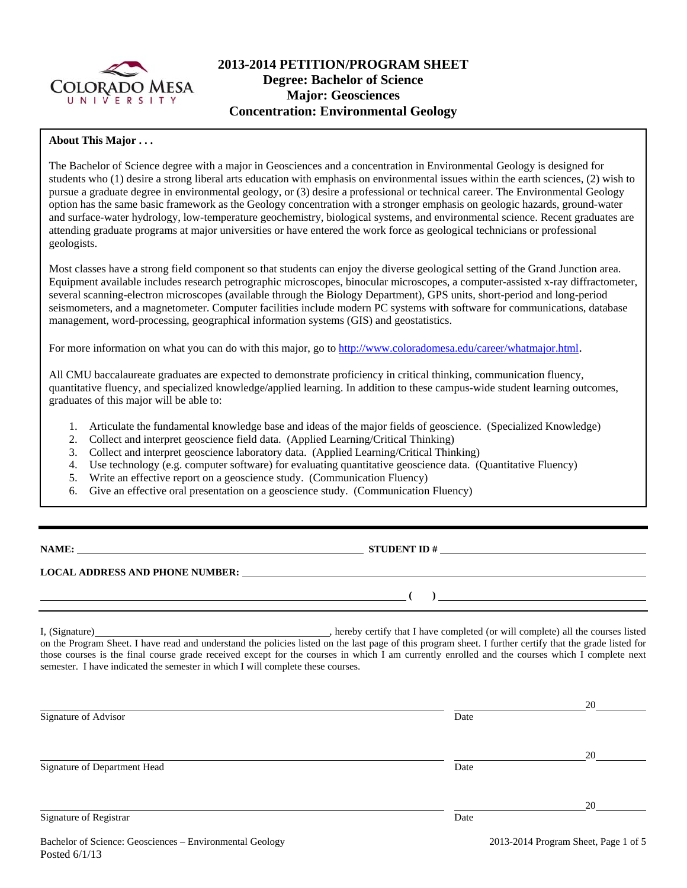# 2013-2014 PETITION/PROGRAM SHEET

## Degree: Bachelor of Science
## Major: Geosciences
## Concentration: Environmental Geology

**About This Major . . .**

The Bachelor of Science degree with a major in Geosciences and a concentration in Environmental Geology is designed for students who (1) desire a strong liberal arts education with emphasis on environmental issues within the earth sciences, (2) wish to pursue a graduate degree in environmental geology, or (3) desire a professional or technical career. The Environmental Geology option has the same basic framework as the Geology concentration with a stronger emphasis on geologic hazards, ground-water and surface-water hydrology, low-temperature geochemistry, biological systems, and environmental science. Recent graduates are attending graduate programs at major universities or have entered the work force as geological technicians or professional geologists.

Most classes have a strong field component so that students can enjoy the diverse geological setting of the Grand Junction area. Equipment available includes research petrographic microscopes, binocular microscopes, a computer-assisted x-ray diffractometer, several scanning-electron microscopes (available through the Biology Department), GPS units, short-period and long-period seismometers, and a magnetometer. Computer facilities include modern PC systems with software for communications, database management, word-processing, geographical information systems (GIS) and geostatistics.

For more information on what you can do with this major, go to http://www.coloradomesa.edu/career/whatmajor.html.

All CMU baccalaureate graduates are expected to demonstrate proficiency in critical thinking, communication fluency, quantitative fluency, and specialized knowledge/applied learning. In addition to these campus-wide student learning outcomes, graduates of this major will be able to:

1. Articulate the fundamental knowledge base and ideas of the major fields of geoscience. (Specialized Knowledge)
2. Collect and interpret geoscience field data. (Applied Learning/Critical Thinking)
3. Collect and interpret geoscience laboratory data. (Applied Learning/Critical Thinking)
4. Use technology (e.g. computer software) for evaluating quantitative geoscience data. (Quantitative Fluency)
5. Write an effective report on a geoscience study. (Communication Fluency)
6. Give an effective oral presentation on a geoscience study. (Communication Fluency)

---

**NAME:** ______________________________ **STUDENT ID #** ______________________________

**LOCAL ADDRESS AND PHONE NUMBER:** ______________________________

______________________________ **( )** ______________________________

I, (Signature)______________________________, hereby certify that I have completed (or will complete) all the courses listed on the Program Sheet. I have read and understand the policies listed on the last page of this program sheet. I further certify that the grade listed for those courses is the final course grade received except for the courses in which I am currently enrolled and the courses which I complete next semester. I have indicated the semester in which I will complete these courses.

______________________________ ______________ 20______
Signature of Advisor Date

______________________________ ______________ 20______
Signature of Department Head Date

______________________________ ______________ 20______
Signature of Registrar Date

Bachelor of Science: Geosciences – Environmental Geology
Posted 6/1/13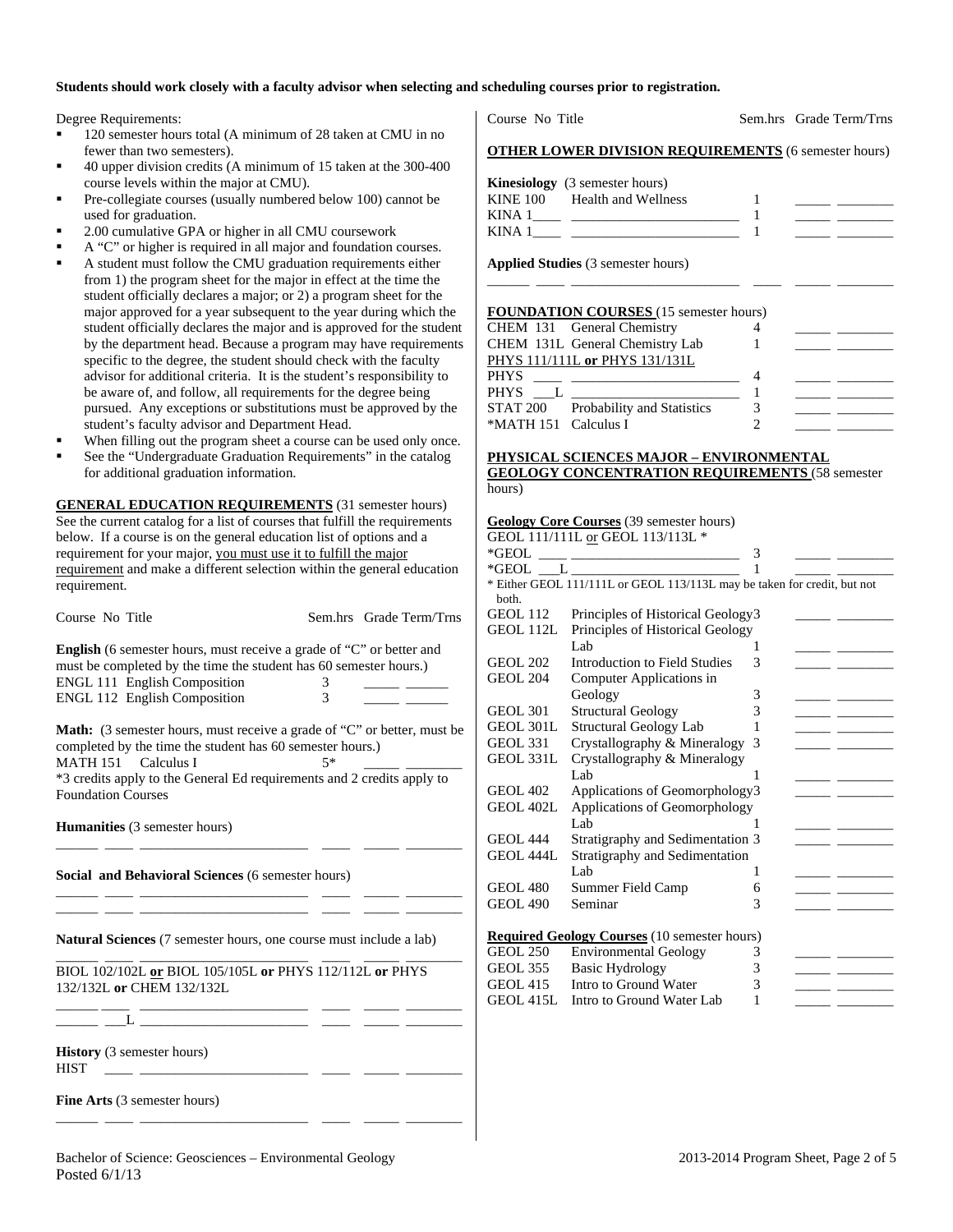**Students should work closely with a faculty advisor when selecting and scheduling courses prior to registration.**

Degree Requirements:

- 120 semester hours total (A minimum of 28 taken at CMU in no fewer than two semesters).
- 40 upper division credits (A minimum of 15 taken at the 300-400 course levels within the major at CMU).
- Pre-collegiate courses (usually numbered below 100) cannot be used for graduation.
- 2.00 cumulative GPA or higher in all CMU coursework
- A "C" or higher is required in all major and foundation courses.
- A student must follow the CMU graduation requirements either from 1) the program sheet for the major in effect at the time the student officially declares a major; or 2) a program sheet for the major approved for a year subsequent to the year during which the student officially declares the major and is approved for the student by the department head. Because a program may have requirements specific to the degree, the student should check with the faculty advisor for additional criteria. It is the student's responsibility to be aware of, and follow, all requirements for the degree being pursued. Any exceptions or substitutions must be approved by the student's faculty advisor and Department Head.
- When filling out the program sheet a course can be used only once.
- See the "Undergraduate Graduation Requirements" in the catalog for additional graduation information.

**GENERAL EDUCATION REQUIREMENTS** (31 semester hours) See the current catalog for a list of courses that fulfill the requirements below. If a course is on the general education list of options and a requirement for your major, you must use it to fulfill the major requirement and make a different selection within the general education requirement.

| Course No | Title | Sem.hrs | Grade | Term/Trns |
|---|---|---|---|---|

**English** (6 semester hours, must receive a grade of "C" or better and must be completed by the time the student has 60 semester hours.)

| Course No | Title | Sem.hrs | Grade | Term/Trns |
|---|---|---|---|---|
| ENGL 111 | English Composition | 3 | _____ | ______ |
| ENGL 112 | English Composition | 3 | _____ | ______ |

**Math:** (3 semester hours, must receive a grade of "C" or better, must be completed by the time the student has 60 semester hours.)

| Course No | Title | Sem.hrs | Grade | Term/Trns |
|---|---|---|---|---|
| MATH 151 | Calculus I | 5* | _____ | ________ |

*3 credits apply to the General Ed requirements and 2 credits apply to Foundation Courses

**Humanities** (3 semester hours)

______ ____ ________________________ ____ _____ ________

**Social and Behavioral Sciences** (6 semester hours)

______ ____ ________________________ ____ _____ ________
______ ____ ________________________ ____ _____ ________

**Natural Sciences** (7 semester hours, one course must include a lab)

______ ____ ________________________ ____ _____ ________

BIOL 102/102L **or** BIOL 105/105L **or** PHYS 112/112L **or** PHYS 132/132L **or** CHEM 132/132L

______ ____ ________________________ ____ _____ ________
______ ___L ________________________ ____ _____ ________

**History** (3 semester hours)

HIST ____ ________________________ ____ _____ ________

**Fine Arts** (3 semester hours)

______ ____ ________________________ ____ _____ ________

**OTHER LOWER DIVISION REQUIREMENTS** (6 semester hours)

**Kinesiology** (3 semester hours)

| Course No | Title | Sem.hrs | Grade | Term/Trns |
|---|---|---|---|---|
| KINE 100 | Health and Wellness | 1 | _____ | ________ |
| KINA 1____ | ________________________ | 1 | _____ | ________ |
| KINA 1____ | ________________________ | 1 | _____ | ________ |

**Applied Studies** (3 semester hours)

______ ____ ________________________ ____ _____ ________

**FOUNDATION COURSES** (15 semester hours)

| Course No | Title | Sem.hrs | Grade | Term/Trns |
|---|---|---|---|---|
| CHEM 131 | General Chemistry | 4 | _____ | ________ |
| CHEM 131L | General Chemistry Lab | 1 | _____ | ________ |
| PHYS 111/111L **or** PHYS 131/131L | | | | |
| PHYS ____ | ________________________ | 4 | _____ | ________ |
| PHYS ___L | ________________________ | 1 | _____ | ________ |
| STAT 200 | Probability and Statistics | 3 | _____ | ________ |
| *MATH 151 | Calculus I | 2 | _____ | ________ |

**PHYSICAL SCIENCES MAJOR – ENVIRONMENTAL GEOLOGY CONCENTRATION REQUIREMENTS** (58 semester hours)

**Geology Core Courses** (39 semester hours)

GEOL 111/111L or GEOL 113/113L *

| Course No | Title | Sem.hrs | Grade | Term/Trns |
|---|---|---|---|---|
| *GEOL ____ | ________________________ | 3 | _____ | ________ |
| *GEOL ___L | ________________________ | 1 | _____ | ________ |

* Either GEOL 111/111L or GEOL 113/113L may be taken for credit, but not both.

| Course No | Title | Sem.hrs | Grade | Term/Trns |
|---|---|---|---|---|
| GEOL 112 | Principles of Historical Geology | 3 | _____ | ________ |
| GEOL 112L | Principles of Historical Geology Lab | 1 | _____ | ________ |
| GEOL 202 | Introduction to Field Studies | 3 | _____ | ________ |
| GEOL 204 | Computer Applications in Geology | 3 | _____ | ________ |
| GEOL 301 | Structural Geology | 3 | _____ | ________ |
| GEOL 301L | Structural Geology Lab | 1 | _____ | ________ |
| GEOL 331 | Crystallography & Mineralogy | 3 | _____ | ________ |
| GEOL 331L | Crystallography & Mineralogy Lab | 1 | _____ | ________ |
| GEOL 402 | Applications of Geomorphology | 3 | _____ | ________ |
| GEOL 402L | Applications of Geomorphology Lab | 1 | _____ | ________ |
| GEOL 444 | Stratigraphy and Sedimentation | 3 | _____ | ________ |
| GEOL 444L | Stratigraphy and Sedimentation Lab | 1 | _____ | ________ |
| GEOL 480 | Summer Field Camp | 6 | _____ | ________ |
| GEOL 490 | Seminar | 3 | _____ | ________ |

**Required Geology Courses** (10 semester hours)

| Course No | Title | Sem.hrs | Grade | Term/Trns |
|---|---|---|---|---|
| GEOL 250 | Environmental Geology | 3 | _____ | ________ |
| GEOL 355 | Basic Hydrology | 3 | _____ | ________ |
| GEOL 415 | Intro to Ground Water | 3 | _____ | ________ |
| GEOL 415L | Intro to Ground Water Lab | 1 | _____ | ________ |

Bachelor of Science: Geosciences – Environmental Geology
Posted 6/1/13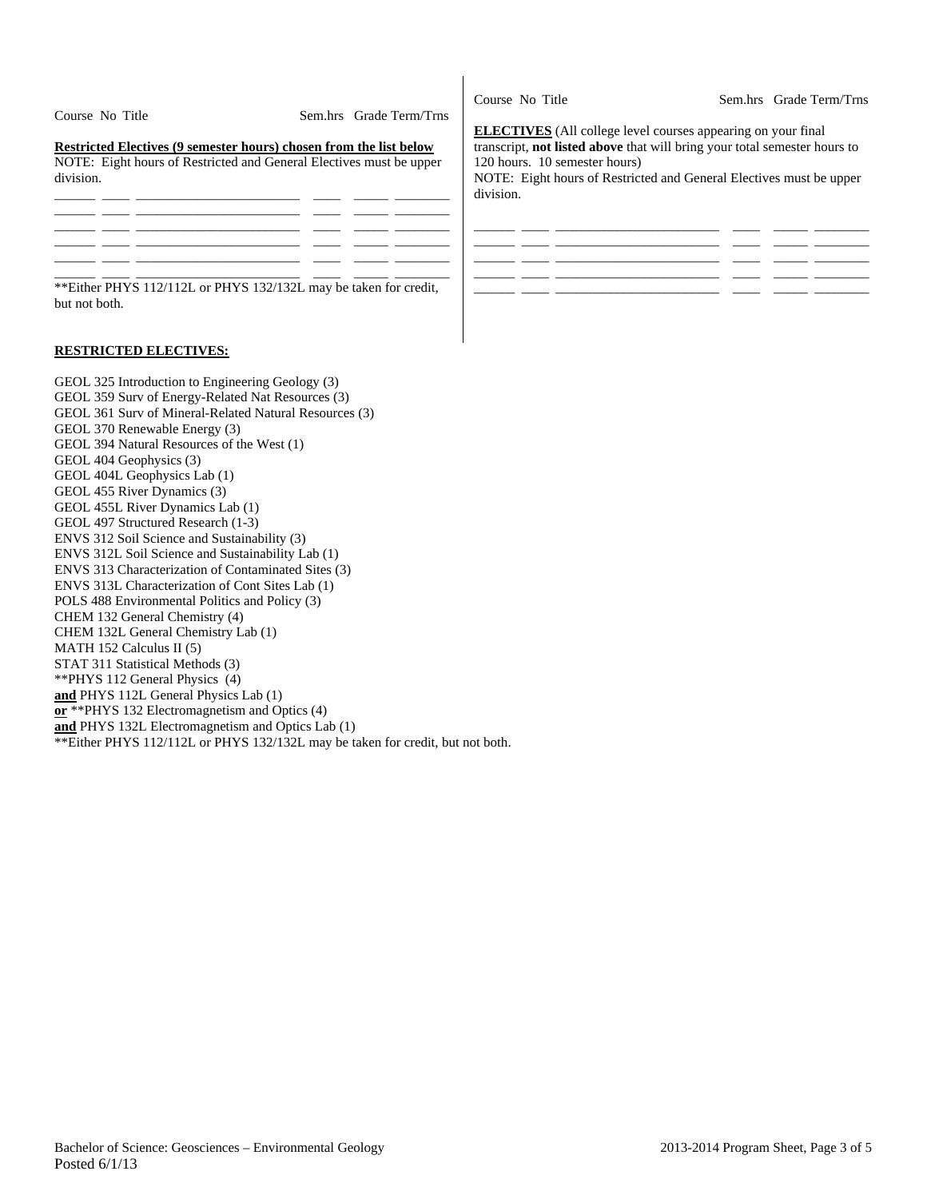| Course | No | Title | Sem.hrs | Grade | Term/Trns |
|---|---|---|---|---|---|

**Restricted Electives (9 semester hours) chosen from the list below**

NOTE: Eight hours of Restricted and General Electives must be upper division.

| Course | No | Title | Sem.hrs | Grade | Term/Trns |
|---|---|---|---|---|---|
| | | | | | |
| | | | | | |
| | | | | | |
| | | | | | |
| | | | | | |
| | | | | | |

**Either PHYS 112/112L or PHYS 132/132L may be taken for credit, but not both.

**RESTRICTED ELECTIVES:**

GEOL 325 Introduction to Engineering Geology (3)
GEOL 359 Surv of Energy-Related Nat Resources (3)
GEOL 361 Surv of Mineral-Related Natural Resources (3)
GEOL 370 Renewable Energy (3)
GEOL 394 Natural Resources of the West (1)
GEOL 404 Geophysics (3)
GEOL 404L Geophysics Lab (1)
GEOL 455 River Dynamics (3)
GEOL 455L River Dynamics Lab (1)
GEOL 497 Structured Research (1-3)
ENVS 312 Soil Science and Sustainability (3)
ENVS 312L Soil Science and Sustainability Lab (1)
ENVS 313 Characterization of Contaminated Sites (3)
ENVS 313L Characterization of Cont Sites Lab (1)
POLS 488 Environmental Politics and Policy (3)
CHEM 132 General Chemistry (4)
CHEM 132L General Chemistry Lab (1)
MATH 152 Calculus II (5)
STAT 311 Statistical Methods (3)
**PHYS 112 General Physics (4)
**and** PHYS 112L General Physics Lab (1)
**or** **PHYS 132 Electromagnetism and Optics (4)
**and** PHYS 132L Electromagnetism and Optics Lab (1)
**Either PHYS 112/112L or PHYS 132/132L may be taken for credit, but not both.

| Course | No | Title | Sem.hrs | Grade | Term/Trns |
|---|---|---|---|---|---|

**ELECTIVES** (All college level courses appearing on your final transcript, **not listed above** that will bring your total semester hours to 120 hours. 10 semester hours)

NOTE: Eight hours of Restricted and General Electives must be upper division.

| Course | No | Title | Sem.hrs | Grade | Term/Trns |
|---|---|---|---|---|---|
| | | | | | |
| | | | | | |
| | | | | | |
| | | | | | |
| | | | | | |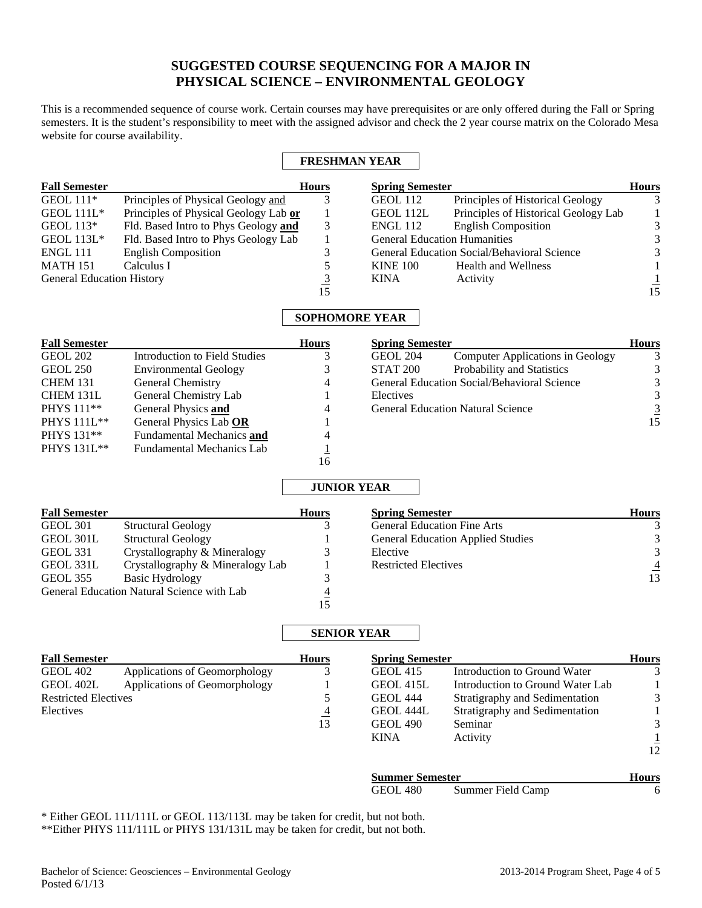# SUGGESTED COURSE SEQUENCING FOR A MAJOR IN PHYSICAL SCIENCE – ENVIRONMENTAL GEOLOGY

This is a recommended sequence of course work. Certain courses may have prerequisites or are only offered during the Fall or Spring semesters. It is the student's responsibility to meet with the assigned advisor and check the 2 year course matrix on the Colorado Mesa website for course availability.

## FRESHMAN YEAR

| Fall Semester | | Hours |
|---|---|---|
| GEOL 111* | Principles of Physical Geology and | 3 |
| GEOL 111L* | Principles of Physical Geology Lab **or** | 1 |
| GEOL 113* | Fld. Based Intro to Phys Geology **and** | 3 |
| GEOL 113L* | Fld. Based Intro to Phys Geology Lab | 1 |
| ENGL 111 | English Composition | 3 |
| MATH 151 | Calculus I | 5 |
| General Education History | | 3 |
| | | 15 |

| Spring Semester | | Hours |
|---|---|---|
| GEOL 112 | Principles of Historical Geology | 3 |
| GEOL 112L | Principles of Historical Geology Lab | 1 |
| ENGL 112 | English Composition | 3 |
| General Education Humanities | | 3 |
| General Education Social/Behavioral Science | | 3 |
| KINE 100 | Health and Wellness | 1 |
| KINA | Activity | 1 |
| | | 15 |

## SOPHOMORE YEAR

| Fall Semester | | Hours |
|---|---|---|
| GEOL 202 | Introduction to Field Studies | 3 |
| GEOL 250 | Environmental Geology | 3 |
| CHEM 131 | General Chemistry | 4 |
| CHEM 131L | General Chemistry Lab | 1 |
| PHYS 111** | General Physics **and** | 4 |
| PHYS 111L** | General Physics Lab **OR** | 1 |
| PHYS 131** | Fundamental Mechanics **and** | 4 |
| PHYS 131L** | Fundamental Mechanics Lab | 1 |
| | | 16 |

| Spring Semester | | Hours |
|---|---|---|
| GEOL 204 | Computer Applications in Geology | 3 |
| STAT 200 | Probability and Statistics | 3 |
| General Education Social/Behavioral Science | | 3 |
| Electives | | 3 |
| General Education Natural Science | | 3 |
| | | 15 |

## JUNIOR YEAR

| Fall Semester | | Hours |
|---|---|---|
| GEOL 301 | Structural Geology | 3 |
| GEOL 301L | Structural Geology | 1 |
| GEOL 331 | Crystallography & Mineralogy | 3 |
| GEOL 331L | Crystallography & Mineralogy Lab | 1 |
| GEOL 355 | Basic Hydrology | 3 |
| General Education Natural Science with Lab | | 4 |
| | | 15 |

| Spring Semester | Hours |
|---|---|
| General Education Fine Arts | 3 |
| General Education Applied Studies | 3 |
| Elective | 3 |
| Restricted Electives | 4 |
| | 13 |

## SENIOR YEAR

| Fall Semester | | Hours |
|---|---|---|
| GEOL 402 | Applications of Geomorphology | 3 |
| GEOL 402L | Applications of Geomorphology | 1 |
| Restricted Electives | | 5 |
| Electives | | 4 |
| | | 13 |

| Spring Semester | | Hours |
|---|---|---|
| GEOL 415 | Introduction to Ground Water | 3 |
| GEOL 415L | Introduction to Ground Water Lab | 1 |
| GEOL 444 | Stratigraphy and Sedimentation | 3 |
| GEOL 444L | Stratigraphy and Sedimentation | 1 |
| GEOL 490 | Seminar | 3 |
| KINA | Activity | 1 |
| | | 12 |

| Summer Semester | | Hours |
|---|---|---|
| GEOL 480 | Summer Field Camp | 6 |

* Either GEOL 111/111L or GEOL 113/113L may be taken for credit, but not both.
**Either PHYS 111/111L or PHYS 131/131L may be taken for credit, but not both.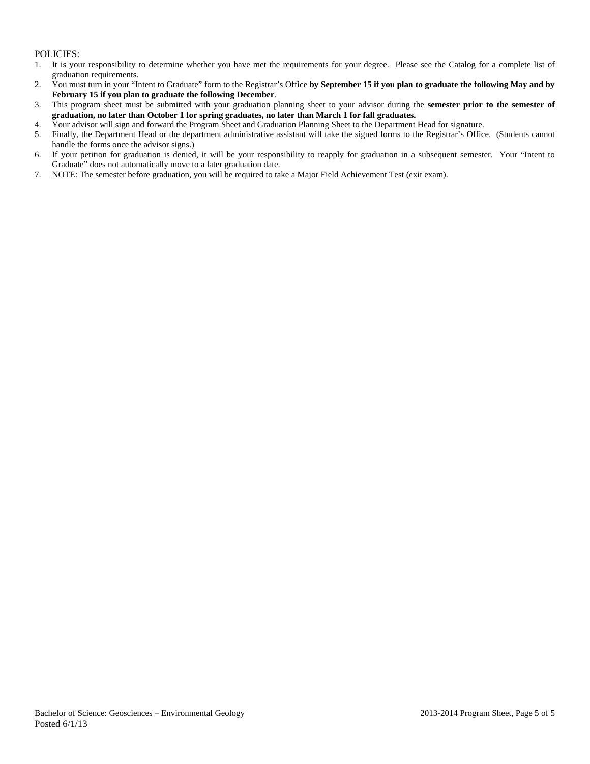POLICIES:

1. It is your responsibility to determine whether you have met the requirements for your degree. Please see the Catalog for a complete list of graduation requirements.
2. You must turn in your "Intent to Graduate" form to the Registrar's Office **by September 15 if you plan to graduate the following May and by February 15 if you plan to graduate the following December**.
3. This program sheet must be submitted with your graduation planning sheet to your advisor during the **semester prior to the semester of graduation, no later than October 1 for spring graduates, no later than March 1 for fall graduates.**
4. Your advisor will sign and forward the Program Sheet and Graduation Planning Sheet to the Department Head for signature.
5. Finally, the Department Head or the department administrative assistant will take the signed forms to the Registrar's Office. (Students cannot handle the forms once the advisor signs.)
6. If your petition for graduation is denied, it will be your responsibility to reapply for graduation in a subsequent semester. Your "Intent to Graduate" does not automatically move to a later graduation date.
7. NOTE: The semester before graduation, you will be required to take a Major Field Achievement Test (exit exam).